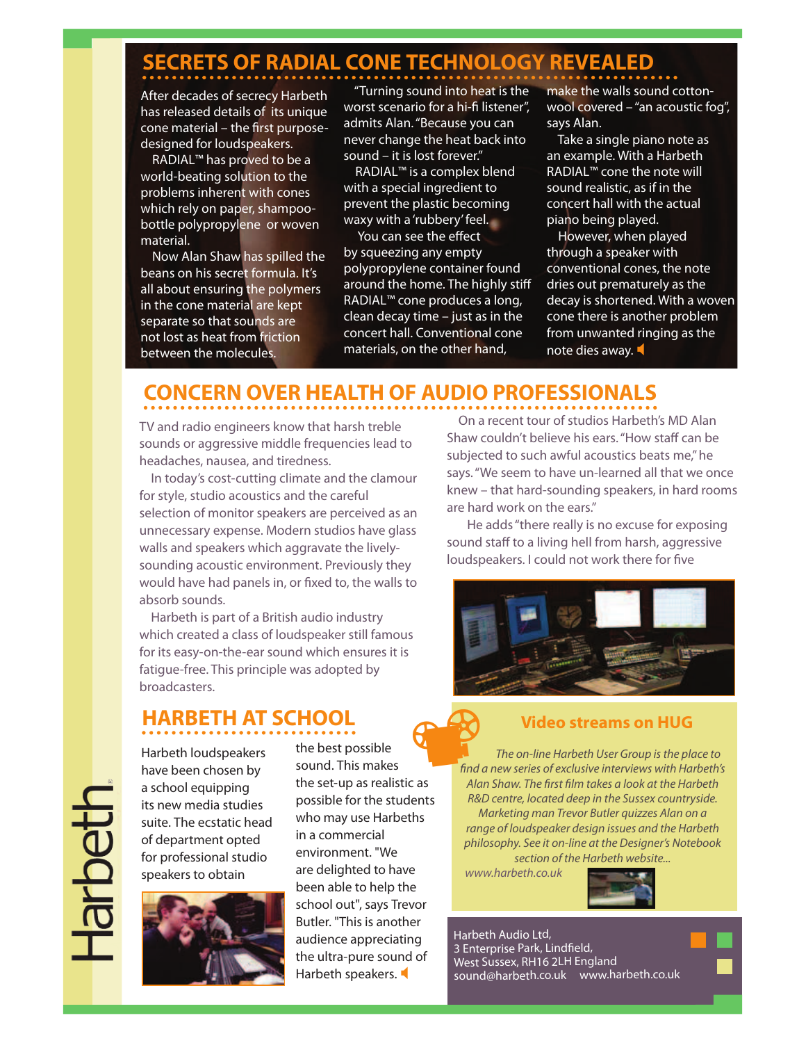## SECRETS OF RADIAL CONE TECHNOLOGY REVEALED

After decades of secrecy Harbeth has released details of its unique cone material – the first purpose-designed for loudspeakers.

RADIAL™ has proved to be a world-beating solution to the problems inherent with cones which rely on paper, shampoo-bottle polypropylene or woven material.

Now Alan Shaw has spilled the beans on his secret formula. It's all about ensuring the polymers in the cone material are kept separate so that sounds are not lost as heat from friction between the molecules.

"Turning sound into heat is the worst scenario for a hi-fi listener", admits Alan. "Because you can never change the heat back into sound – it is lost forever."

RADIAL™ is a complex blend with a special ingredient to prevent the plastic becoming waxy with a 'rubbery' feel.

You can see the effect by squeezing any empty polypropylene container found around the home. The highly stiff RADIAL™ cone produces a long, clean decay time – just as in the concert hall. Conventional cone materials, on the other hand, make the walls sound cotton-wool covered – "an acoustic fog", says Alan.

Take a single piano note as an example. With a Harbeth RADIAL™ cone the note will sound realistic, as if in the concert hall with the actual piano being played.

However, when played through a speaker with conventional cones, the note dries out prematurely as the decay is shortened. With a woven cone there is another problem from unwanted ringing as the note dies away.

## CONCERN OVER HEALTH OF AUDIO PROFESSIONALS

TV and radio engineers know that harsh treble sounds or aggressive middle frequencies lead to headaches, nausea, and tiredness.

In today's cost-cutting climate and the clamour for style, studio acoustics and the careful selection of monitor speakers are perceived as an unnecessary expense. Modern studios have glass walls and speakers which aggravate the lively-sounding acoustic environment. Previously they would have had panels in, or fixed to, the walls to absorb sounds.

Harbeth is part of a British audio industry which created a class of loudspeaker still famous for its easy-on-the-ear sound which ensures it is fatigue-free. This principle was adopted by broadcasters.

On a recent tour of studios Harbeth's MD Alan Shaw couldn't believe his ears. "How staff can be subjected to such awful acoustics beats me," he says. "We seem to have un-learned all that we once knew – that hard-sounding speakers, in hard rooms are hard work on the ears."

He adds "there really is no excuse for exposing sound staff to a living hell from harsh, aggressive loudspeakers. I could not work there for five

## HARBETH AT SCHOOL

Harbeth loudspeakers have been chosen by a school equipping its new media studies suite. The ecstatic head of department opted for professional studio speakers to obtain the best possible sound. This makes the set-up as realistic as possible for the students who may use Harbeths in a commercial environment. "We are delighted to have been able to help the school out", says Trevor Butler. "This is another audience appreciating the ultra-pure sound of Harbeth speakers.

### Video streams on HUG

*The on-line Harbeth User Group is the place to find a new series of exclusive interviews with Harbeth's Alan Shaw. The first film takes a look at the Harbeth R&D centre, located deep in the Sussex countryside. Marketing man Trevor Butler quizzes Alan on a range of loudspeaker design issues and the Harbeth philosophy. See it on-line at the Designer's Notebook section of the Harbeth website...*

*www.harbeth.co.uk*

Harbeth Audio Ltd,
3 Enterprise Park, Lindfield,
West Sussex, RH16 2LH England
sound@harbeth.co.uk www.harbeth.co.uk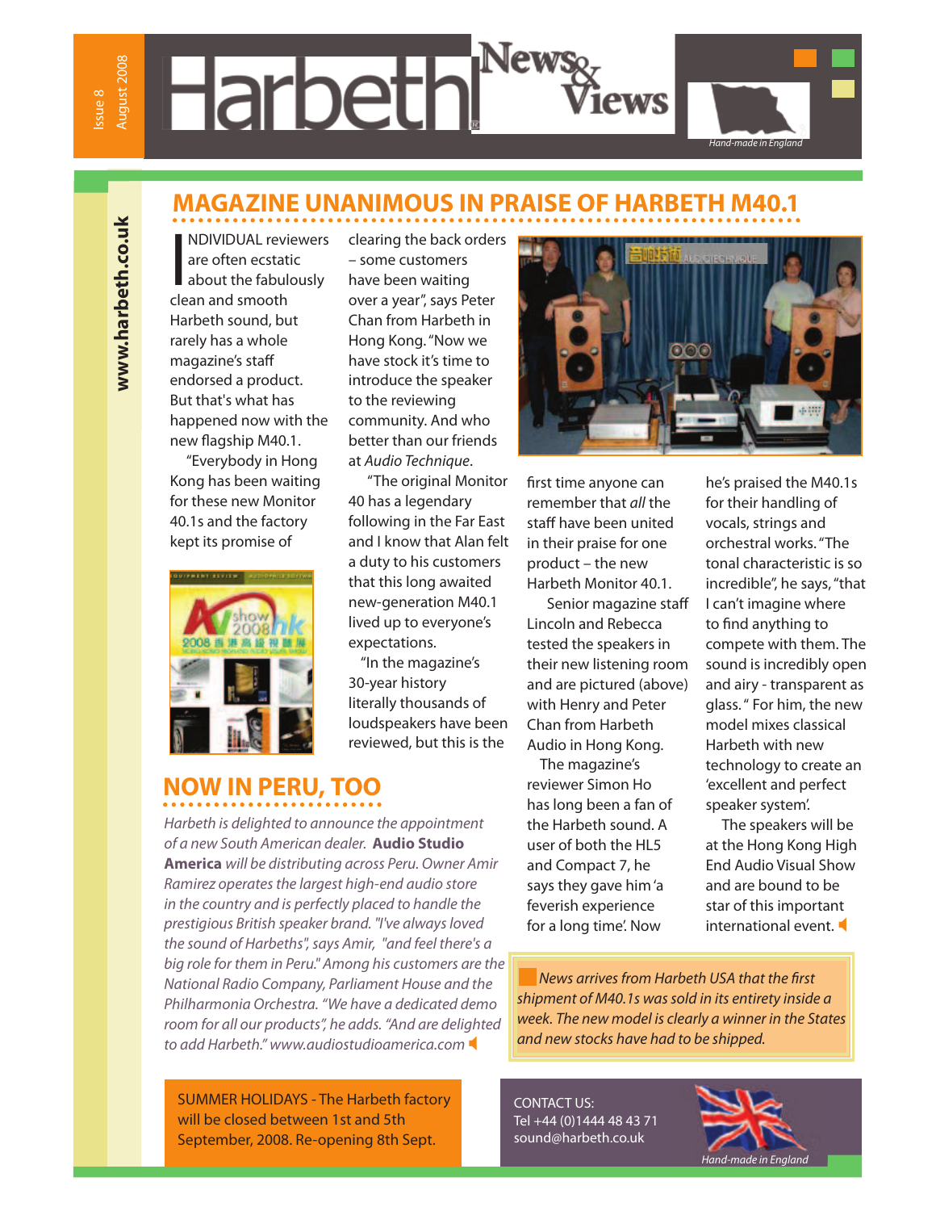# Harbeth News & Views

Issue 8 August 2008

Hand-made in England

www.harbeth.co.uk

## MAGAZINE UNANIMOUS IN PRAISE OF HARBETH M40.1

INDIVIDUAL reviewers are often ecstatic about the fabulously clean and smooth Harbeth sound, but rarely has a whole magazine's staff endorsed a product. But that's what has happened now with the new flagship M40.1.

"Everybody in Hong Kong has been waiting for these new Monitor 40.1s and the factory kept its promise of clearing the back orders – some customers have been waiting over a year", says Peter Chan from Harbeth in Hong Kong. "Now we have stock it's time to introduce the speaker to the reviewing community. And who better than our friends at *Audio Technique*.

"The original Monitor 40 has a legendary following in the Far East and I know that Alan felt a duty to his customers that this long awaited new-generation M40.1 lived up to everyone's expectations.

"In the magazine's 30-year history literally thousands of loudspeakers have been reviewed, but this is the first time anyone can remember that *all* the staff have been united in their praise for one product – the new Harbeth Monitor 40.1.

Senior magazine staff Lincoln and Rebecca tested the speakers in their new listening room and are pictured (above) with Henry and Peter Chan from Harbeth Audio in Hong Kong.

The magazine's reviewer Simon Ho has long been a fan of the Harbeth sound. A user of both the HL5 and Compact 7, he says they gave him 'a feverish experience for a long time'. Now he's praised the M40.1s for their handling of vocals, strings and orchestral works. "The tonal characteristic is so incredible", he says, "that I can't imagine where to find anything to compete with them. The sound is incredibly open and airy - transparent as glass." For him, the new model mixes classical Harbeth with new technology to create an 'excellent and perfect speaker system'.

The speakers will be at the Hong Kong High End Audio Visual Show and are bound to be star of this important international event.

## NOW IN PERU, TOO

*Harbeth is delighted to announce the appointment of a new South American dealer.* **Audio Studio America** *will be distributing across Peru. Owner Amir Ramirez operates the largest high-end audio store in the country and is perfectly placed to handle the prestigious British speaker brand. "I've always loved the sound of Harbeths", says Amir, "and feel there's a big role for them in Peru." Among his customers are the National Radio Company, Parliament House and the Philharmonia Orchestra. "We have a dedicated demo room for all our products", he adds. "And are delighted to add Harbeth." www.audiostudioamerica.com*

*News arrives from Harbeth USA that the first shipment of M40.1s was sold in its entirety inside a week. The new model is clearly a winner in the States and new stocks have had to be shipped.*

SUMMER HOLIDAYS - The Harbeth factory will be closed between 1st and 5th September, 2008. Re-opening 8th Sept.

CONTACT US:
Tel +44 (0)1444 48 43 71
sound@harbeth.co.uk

Hand-made in England